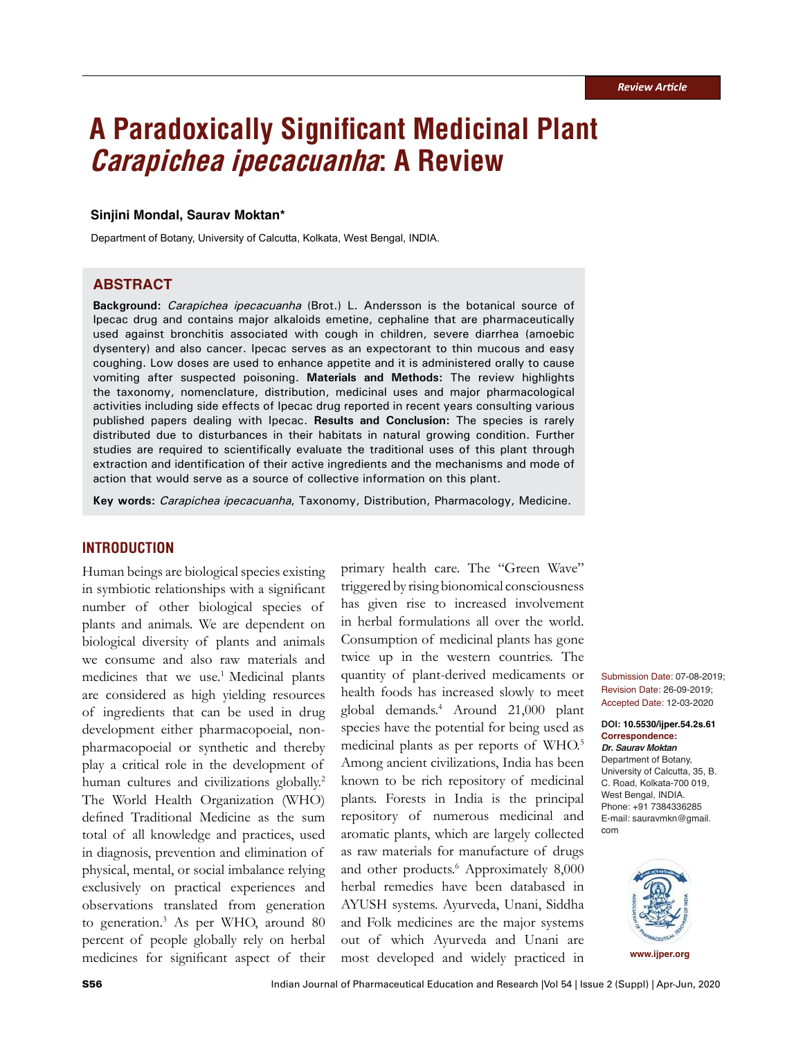Review Article

# A Paradoxically Significant Medicinal Plant *Carapichea ipecacuanha*: A Review

**Sinjini Mondal, Saurav Moktan***

Department of Botany, University of Calcutta, Kolkata, West Bengal, INDIA.

## ABSTRACT

**Background:** *Carapichea ipecacuanha* (Brot.) L. Andersson is the botanical source of Ipecac drug and contains major alkaloids emetine, cephaline that are pharmaceutically used against bronchitis associated with cough in children, severe diarrhea (amoebic dysentery) and also cancer. Ipecac serves as an expectorant to thin mucous and easy coughing. Low doses are used to enhance appetite and it is administered orally to cause vomiting after suspected poisoning. **Materials and Methods:** The review highlights the taxonomy, nomenclature, distribution, medicinal uses and major pharmacological activities including side effects of Ipecac drug reported in recent years consulting various published papers dealing with Ipecac. **Results and Conclusion:** The species is rarely distributed due to disturbances in their habitats in natural growing condition. Further studies are required to scientifically evaluate the traditional uses of this plant through extraction and identification of their active ingredients and the mechanisms and mode of action that would serve as a source of collective information on this plant.

**Key words:** *Carapichea ipecacuanha*, Taxonomy, Distribution, Pharmacology, Medicine.

Submission Date: 07-08-2019;
Revision Date: 26-09-2019;
Accepted Date: 12-03-2020

**DOI: 10.5530/ijper.54.2s.61**
**Correspondence:**
***Dr. Saurav Moktan***
Department of Botany, University of Calcutta, 35, B. C. Road, Kolkata-700 019, West Bengal, INDIA.
Phone: +91 7384336285
E-mail: sauravmkn@gmail.com

## INTRODUCTION

Human beings are biological species existing in symbiotic relationships with a significant number of other biological species of plants and animals. We are dependent on biological diversity of plants and animals we consume and also raw materials and medicines that we use.[1] Medicinal plants are considered as high yielding resources of ingredients that can be used in drug development either pharmacopoeial, non-pharmacopoeial or synthetic and thereby play a critical role in the development of human cultures and civilizations globally.[2] The World Health Organization (WHO) defined Traditional Medicine as the sum total of all knowledge and practices, used in diagnosis, prevention and elimination of physical, mental, or social imbalance relying exclusively on practical experiences and observations translated from generation to generation.[3] As per WHO, around 80 percent of people globally rely on herbal medicines for significant aspect of their primary health care. The "Green Wave" triggered by rising bionomical consciousness has given rise to increased involvement in herbal formulations all over the world. Consumption of medicinal plants has gone twice up in the western countries. The quantity of plant-derived medicaments or health foods has increased slowly to meet global demands.[4] Around 21,000 plant species have the potential for being used as medicinal plants as per reports of WHO.[5] Among ancient civilizations, India has been known to be rich repository of medicinal plants. Forests in India is the principal repository of numerous medicinal and aromatic plants, which are largely collected as raw materials for manufacture of drugs and other products.[6] Approximately 8,000 herbal remedies have been databased in AYUSH systems. Ayurveda, Unani, Siddha and Folk medicines are the major systems out of which Ayurveda and Unani are most developed and widely practiced in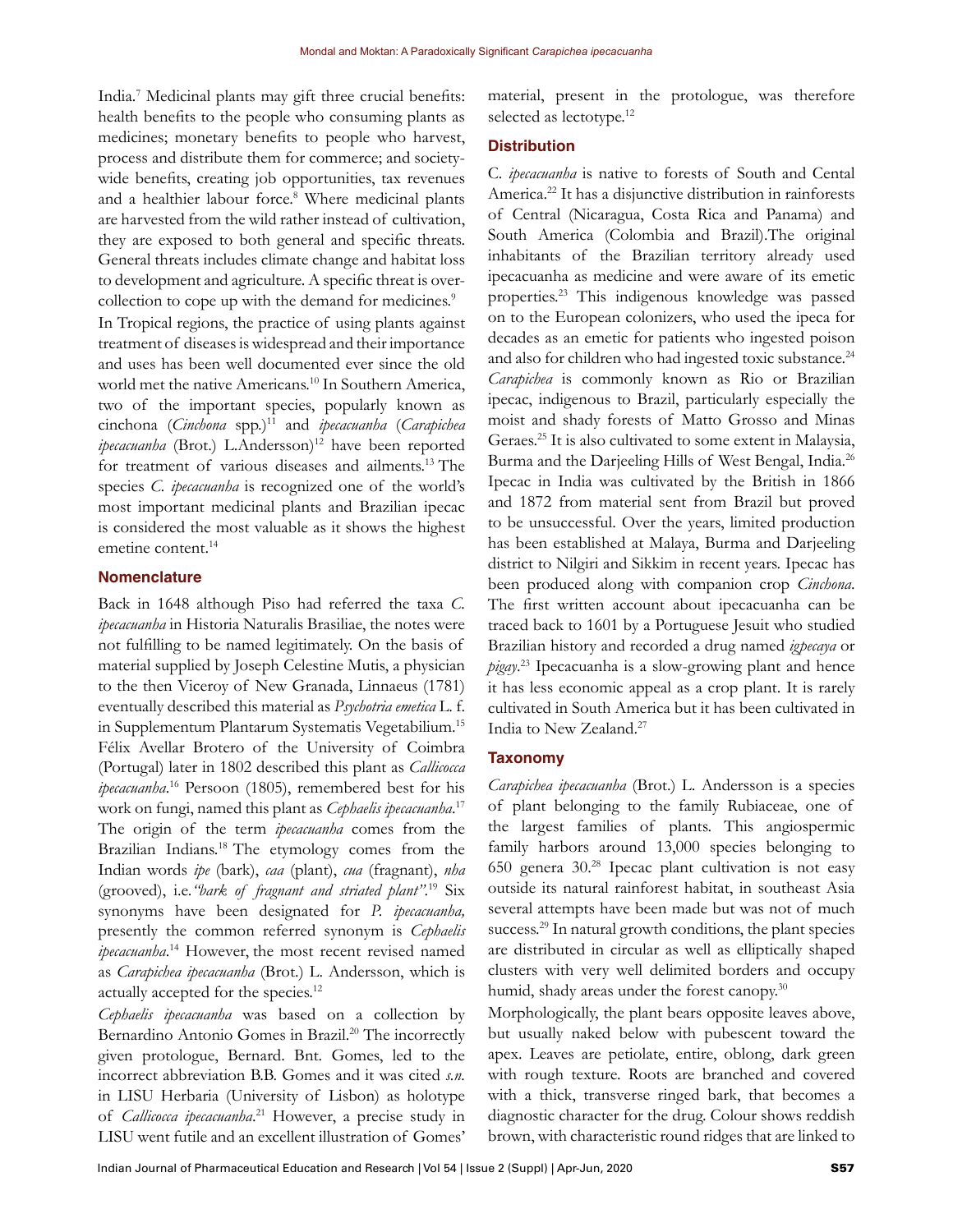India.[7] Medicinal plants may gift three crucial benefits: health benefits to the people who consuming plants as medicines; monetary benefits to people who harvest, process and distribute them for commerce; and society-wide benefits, creating job opportunities, tax revenues and a healthier labour force.[8] Where medicinal plants are harvested from the wild rather instead of cultivation, they are exposed to both general and specific threats. General threats includes climate change and habitat loss to development and agriculture. A specific threat is over-collection to cope up with the demand for medicines.[9]

In Tropical regions, the practice of using plants against treatment of diseases is widespread and their importance and uses has been well documented ever since the old world met the native Americans.[10] In Southern America, two of the important species, popularly known as cinchona (*Cinchona* spp.)[11] and *ipecacuanha* (*Carapichea ipecacuanha* (Brot.) L.Andersson)[12] have been reported for treatment of various diseases and ailments.[13] The species *C. ipecacuanha* is recognized one of the world's most important medicinal plants and Brazilian ipecac is considered the most valuable as it shows the highest emetine content.[14]

## Nomenclature

Back in 1648 although Piso had referred the taxa *C. ipecacuanha* in Historia Naturalis Brasiliae, the notes were not fulfilling to be named legitimately. On the basis of material supplied by Joseph Celestine Mutis, a physician to the then Viceroy of New Granada, Linnaeus (1781) eventually described this material as *Psychotria emetica* L. f. in Supplementum Plantarum Systematis Vegetabilium.[15] Félix Avellar Brotero of the University of Coimbra (Portugal) later in 1802 described this plant as *Callicocca ipecacuanha*.[16] Persoon (1805), remembered best for his work on fungi, named this plant as *Cephaelis ipecacuanha*.[17] The origin of the term *ipecacuanha* comes from the Brazilian Indians.[18] The etymology comes from the Indian words *ipe* (bark), *caa* (plant), *cua* (fragnant), *nha* (grooved), i.e. *"bark of fragnant and striated plant"*.[19] Six synonyms have been designated for *P. ipecacuanha,* presently the common referred synonym is *Cephaelis ipecacuanha*.[14] However, the most recent revised named as *Carapichea ipecacuanha* (Brot.) L. Andersson, which is actually accepted for the species.[12]

*Cephaelis ipecacuanha* was based on a collection by Bernardino Antonio Gomes in Brazil.[20] The incorrectly given protologue, Bernard. Bnt. Gomes, led to the incorrect abbreviation B.B. Gomes and it was cited *s.n.* in LISU Herbaria (University of Lisbon) as holotype of *Callicocca ipecacuanha*.[21] However, a precise study in LISU went futile and an excellent illustration of Gomes' material, present in the protologue, was therefore selected as lectotype.[12]

## Distribution

C. *ipecacuanha* is native to forests of South and Cental America.[22] It has a disjunctive distribution in rainforests of Central (Nicaragua, Costa Rica and Panama) and South America (Colombia and Brazil).The original inhabitants of the Brazilian territory already used ipecacuanha as medicine and were aware of its emetic properties.[23] This indigenous knowledge was passed on to the European colonizers, who used the ipeca for decades as an emetic for patients who ingested poison and also for children who had ingested toxic substance.[24] *Carapichea* is commonly known as Rio or Brazilian ipecac, indigenous to Brazil, particularly especially the moist and shady forests of Matto Grosso and Minas Geraes.[25] It is also cultivated to some extent in Malaysia, Burma and the Darjeeling Hills of West Bengal, India.[26] Ipecac in India was cultivated by the British in 1866 and 1872 from material sent from Brazil but proved to be unsuccessful. Over the years, limited production has been established at Malaya, Burma and Darjeeling district to Nilgiri and Sikkim in recent years. Ipecac has been produced along with companion crop *Cinchona*. The first written account about ipecacuanha can be traced back to 1601 by a Portuguese Jesuit who studied Brazilian history and recorded a drug named *igpecaya* or *pigay*.[23] Ipecacuanha is a slow-growing plant and hence it has less economic appeal as a crop plant. It is rarely cultivated in South America but it has been cultivated in India to New Zealand.[27]

## Taxonomy

*Carapichea ipecacuanha* (Brot.) L. Andersson is a species of plant belonging to the family Rubiaceae, one of the largest families of plants. This angiospermic family harbors around 13,000 species belonging to 650 genera 30.[28] Ipecac plant cultivation is not easy outside its natural rainforest habitat, in southeast Asia several attempts have been made but was not of much success.[29] In natural growth conditions, the plant species are distributed in circular as well as elliptically shaped clusters with very well delimited borders and occupy humid, shady areas under the forest canopy.[30]

Morphologically, the plant bears opposite leaves above, but usually naked below with pubescent toward the apex. Leaves are petiolate, entire, oblong, dark green with rough texture. Roots are branched and covered with a thick, transverse ringed bark, that becomes a diagnostic character for the drug. Colour shows reddish brown, with characteristic round ridges that are linked to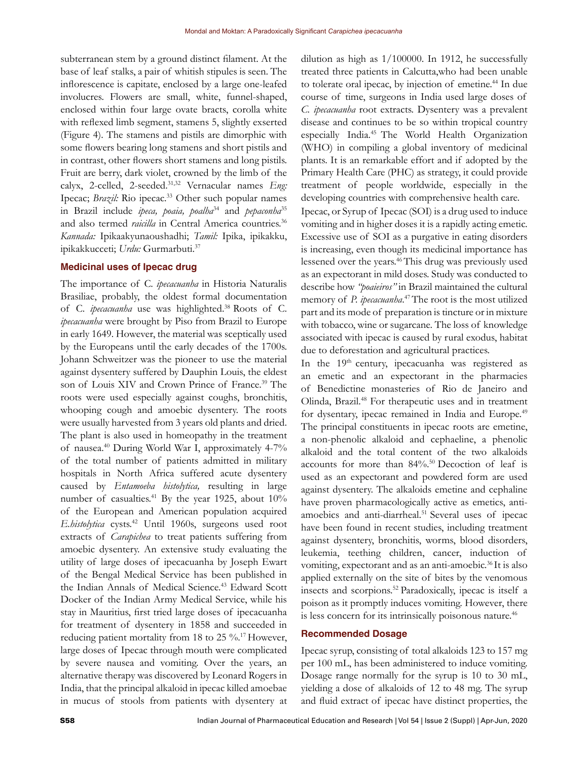subterranean stem by a ground distinct filament. At the base of leaf stalks, a pair of whitish stipules is seen. The inflorescence is capitate, enclosed by a large one-leafed involucres. Flowers are small, white, funnel-shaped, enclosed within four large ovate bracts, corolla white with reflexed limb segment, stamens 5, slightly exserted (Figure 4). The stamens and pistils are dimorphic with some flowers bearing long stamens and short pistils and in contrast, other flowers short stamens and long pistils. Fruit are berry, dark violet, crowned by the limb of the calyx, 2-celled, 2-seeded.[31,32] Vernacular names *Eng:* Ipecac; *Brazil:* Rio ipecac.[33] Other such popular names in Brazil include *ipeca, poaia, poalha*[34] and *pepaconha*[35] and also termed *raicilla* in Central America countries.[36] *Kannada:* Ipikaakyunaoushadhi; *Tamil:* Ipika, ipikakku, ipikakkucceti; *Urdu:* Gurmarbuti.[37]

## Medicinal uses of Ipecac drug

The importance of C. *ipecacuanha* in Historia Naturalis Brasiliae, probably, the oldest formal documentation of C. *ipecacuanha* use was highlighted.[38] Roots of C. *ipecacuanha* were brought by Piso from Brazil to Europe in early 1649. However, the material was sceptically used by the Europeans until the early decades of the 1700s. Johann Schweitzer was the pioneer to use the material against dysentery suffered by Dauphin Louis, the eldest son of Louis XIV and Crown Prince of France.[39] The roots were used especially against coughs, bronchitis, whooping cough and amoebic dysentery. The roots were usually harvested from 3 years old plants and dried. The plant is also used in homeopathy in the treatment of nausea.[40] During World War I, approximately 4-7% of the total number of patients admitted in military hospitals in North Africa suffered acute dysentery caused by *Entamoeba histolytica,* resulting in large number of casualties.[41] By the year 1925, about 10% of the European and American population acquired *E.histolytica* cysts.[42] Until 1960s, surgeons used root extracts of *Carapichea* to treat patients suffering from amoebic dysentery. An extensive study evaluating the utility of large doses of ipecacuanha by Joseph Ewart of the Bengal Medical Service has been published in the Indian Annals of Medical Science.[43] Edward Scott Docker of the Indian Army Medical Service, while his stay in Mauritius, first tried large doses of ipecacuanha for treatment of dysentery in 1858 and succeeded in reducing patient mortality from 18 to 25 %.[17] However, large doses of Ipecac through mouth were complicated by severe nausea and vomiting. Over the years, an alternative therapy was discovered by Leonard Rogers in India, that the principal alkaloid in ipecac killed amoebae in mucus of stools from patients with dysentery at dilution as high as 1/100000. In 1912, he successfully treated three patients in Calcutta,who had been unable to tolerate oral ipecac, by injection of emetine.[44] In due course of time, surgeons in India used large doses of *C. ipecacuanha* root extracts. Dysentery was a prevalent disease and continues to be so within tropical country especially India.[45] The World Health Organization (WHO) in compiling a global inventory of medicinal plants. It is an remarkable effort and if adopted by the Primary Health Care (PHC) as strategy, it could provide treatment of people worldwide, especially in the developing countries with comprehensive health care.

Ipecac, or Syrup of Ipecac (SOI) is a drug used to induce vomiting and in higher doses it is a rapidly acting emetic. Excessive use of SOI as a purgative in eating disorders is increasing, even though its medicinal importance has lessened over the years.[46] This drug was previously used as an expectorant in mild doses. Study was conducted to describe how *"poaieiros"* in Brazil maintained the cultural memory of *P. ipecacuanha*.[47] The root is the most utilized part and its mode of preparation is tincture or in mixture with tobacco, wine or sugarcane. The loss of knowledge associated with ipecac is caused by rural exodus, habitat due to deforestation and agricultural practices.

In the 19th century, ipecacuanha was registered as an emetic and an expectorant in the pharmacies of Benedictine monasteries of Rio de Janeiro and Olinda, Brazil.[48] For therapeutic uses and in treatment for dysentary, ipecac remained in India and Europe.[49] The principal constituents in ipecac roots are emetine, a non-phenolic alkaloid and cephaeline, a phenolic alkaloid and the total content of the two alkaloids accounts for more than 84%.[50] Decoction of leaf is used as an expectorant and powdered form are used against dysentery. The alkaloids emetine and cephaline have proven pharmacologically active as emetics, anti-amoebics and anti-diarrheal.[51] Several uses of ipecac have been found in recent studies, including treatment against dysentery, bronchitis, worms, blood disorders, leukemia, teething children, cancer, induction of vomiting, expectorant and as an anti-amoebic.[36] It is also applied externally on the site of bites by the venomous insects and scorpions.[52] Paradoxically, ipecac is itself a poison as it promptly induces vomiting. However, there is less concern for its intrinsically poisonous nature.[46]

## Recommended Dosage

Ipecac syrup, consisting of total alkaloids 123 to 157 mg per 100 mL, has been administered to induce vomiting. Dosage range normally for the syrup is 10 to 30 mL, yielding a dose of alkaloids of 12 to 48 mg. The syrup and fluid extract of ipecac have distinct properties, the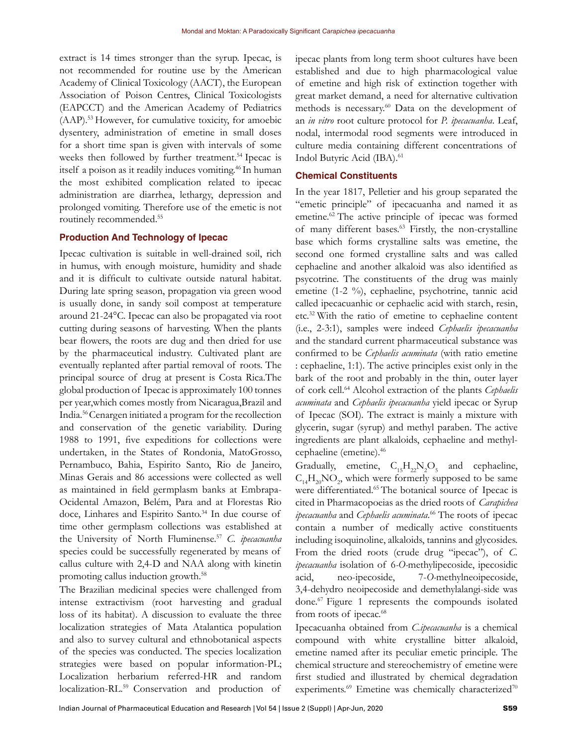extract is 14 times stronger than the syrup. Ipecac, is not recommended for routine use by the American Academy of Clinical Toxicology (AACT), the European Association of Poison Centres, Clinical Toxicologists (EAPCCT) and the American Academy of Pediatrics (AAP).[53] However, for cumulative toxicity, for amoebic dysentery, administration of emetine in small doses for a short time span is given with intervals of some weeks then followed by further treatment.[54] Ipecac is itself a poison as it readily induces vomiting.[46] In human the most exhibited complication related to ipecac administration are diarrhea, lethargy, depression and prolonged vomiting. Therefore use of the emetic is not routinely recommended.[55]

## Production And Technology of Ipecac

Ipecac cultivation is suitable in well-drained soil, rich in humus, with enough moisture, humidity and shade and it is difficult to cultivate outside natural habitat. During late spring season, propagation via green wood is usually done, in sandy soil compost at temperature around 21-24°C. Ipecac can also be propagated via root cutting during seasons of harvesting. When the plants bear flowers, the roots are dug and then dried for use by the pharmaceutical industry. Cultivated plant are eventually replanted after partial removal of roots. The principal source of drug at present is Costa Rica.The global production of Ipecac is approximately 100 tonnes per year,which comes mostly from Nicaragua,Brazil and India.[56] Cenargen initiated a program for the recollection and conservation of the genetic variability. During 1988 to 1991, five expeditions for collections were undertaken, in the States of Rondonia, MatoGrosso, Pernambuco, Bahia, Espirito Santo, Rio de Janeiro, Minas Gerais and 86 accessions were collected as well as maintained in field germplasm banks at Embrapa-Ocidental Amazon, Belém, Para and at Florestas Rio doce, Linhares and Espirito Santo.[34] In due course of time other germplasm collections was established at the University of North Fluminense.[57] *C. ipecacuanha* species could be successfully regenerated by means of callus culture with 2,4-D and NAA along with kinetin promoting callus induction growth.[58]

The Brazilian medicinal species were challenged from intense extractivism (root harvesting and gradual loss of its habitat). A discussion to evaluate the three localization strategies of Mata Atalantica population and also to survey cultural and ethnobotanical aspects of the species was conducted. The species localization strategies were based on popular information-PL; Localization herbarium referred-HR and random localization-RL.[59] Conservation and production of ipecac plants from long term shoot cultures have been established and due to high pharmacological value of emetine and high risk of extinction together with great market demand, a need for alternative cultivation methods is necessary.[60] Data on the development of an *in vitro* root culture protocol for *P. ipecacuanha*. Leaf, nodal, intermodal rood segments were introduced in culture media containing different concentrations of Indol Butyric Acid (IBA).[61]

## Chemical Constituents

In the year 1817, Pelletier and his group separated the "emetic principle" of ipecacuanha and named it as emetine.[62] The active principle of ipecac was formed of many different bases.[63] Firstly, the non-crystalline base which forms crystalline salts was emetine, the second one formed crystalline salts and was called cephaeline and another alkaloid was also identified as psycotrine. The constituents of the drug was mainly emetine (1-2 %), cephaeline, psychotrine, tannic acid called ipecacuanhic or cephaelic acid with starch, resin, etc.[32] With the ratio of emetine to cephaeline content (i.e., 2-3:1), samples were indeed *Cephaelis ipecacuanha* and the standard current pharmaceutical substance was confirmed to be *Cephaelis acuminata* (with ratio emetine : cephaeline, 1:1). The active principles exist only in the bark of the root and probably in the thin, outer layer of cork cell.[64] Alcohol extraction of the plants *Cephaelis acuminata* and *Cephaelis ipecacuanha* yield ipecac or Syrup of Ipecac (SOI). The extract is mainly a mixture with glycerin, sugar (syrup) and methyl paraben. The active ingredients are plant alkaloids, cephaeline and methyl-cephaeline (emetine).[46]

Gradually, emetine, $C_{15}H_{22}N_2O_5$ and cephaeline, $C_{14}H_{20}NO_2$, which were formerly supposed to be same were differentiated.[65] The botanical source of Ipecac is cited in Pharmacopoeias as the dried roots of *Carapichea ipecacuanha* and *Cephaelis acuminata*.[66] The roots of ipecac contain a number of medically active constituents including isoquinoline, alkaloids, tannins and glycosides. From the dried roots (crude drug "ipecac"), of *C. ipecacuanha* isolation of 6-*O*-methylipecoside, ipecosidic acid, neo-ipecoside, 7-*O*-methylneoipecoside, 3,4-dehydro neoipecoside and demethylalangi-side was done.[67] Figure 1 represents the compounds isolated from roots of ipecac.[68]

Ipecacuanha obtained from *C.ipecacuanha* is a chemical compound with white crystalline bitter alkaloid, emetine named after its peculiar emetic principle. The chemical structure and stereochemistry of emetine were first studied and illustrated by chemical degradation experiments.[69] Emetine was chemically characterized[70]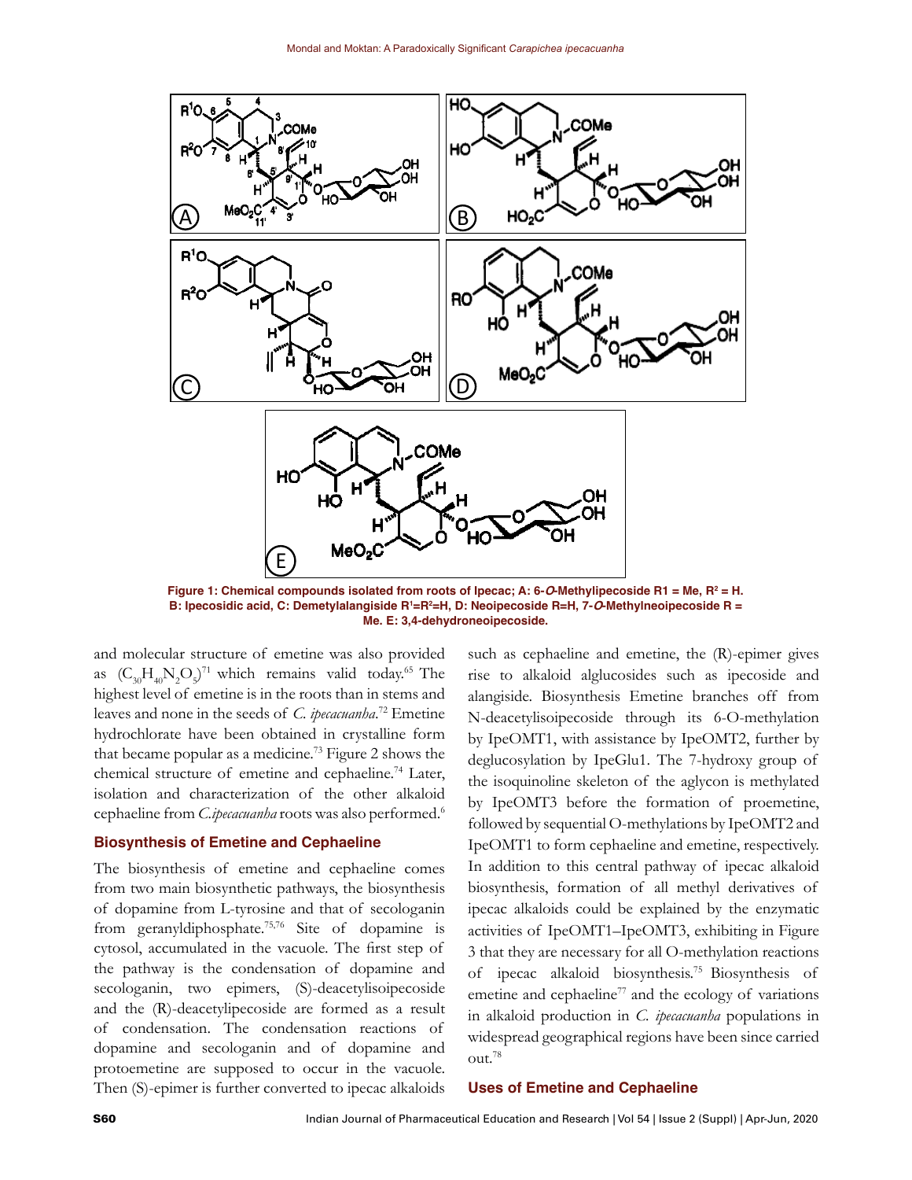**Figure 1: Chemical compounds isolated from roots of Ipecac; A: 6-*O*-Methylipecoside R1 = Me, $R^2$ = H. B: Ipecosidic acid, C: Demetylalangiside $R^1$=$R^2$=H, D: Neoipecoside R=H, 7-*O*-Methylneoipecoside R = Me. E: 3,4-dehydroneoipecoside.**

and molecular structure of emetine was also provided as ($C_{30}H_{40}N_2O_5$)[71] which remains valid today.[65] The highest level of emetine is in the roots than in stems and leaves and none in the seeds of *C. ipecacuanha*.[72] Emetine hydrochlorate have been obtained in crystalline form that became popular as a medicine.[73] Figure 2 shows the chemical structure of emetine and cephaeline.[74] Later, isolation and characterization of the other alkaloid cephaeline from *C.ipecacuanha* roots was also performed.[6]

## Biosynthesis of Emetine and Cephaeline

The biosynthesis of emetine and cephaeline comes from two main biosynthetic pathways, the biosynthesis of dopamine from L-tyrosine and that of secologanin from geranyldiphosphate.[75,76] Site of dopamine is cytosol, accumulated in the vacuole. The first step of the pathway is the condensation of dopamine and secologanin, two epimers, (S)-deacetylisoipecoside and the (R)-deacetylipecoside are formed as a result of condensation. The condensation reactions of dopamine and secologanin and of dopamine and protoemetine are supposed to occur in the vacuole. Then (S)-epimer is further converted to ipecac alkaloids such as cephaeline and emetine, the (R)-epimer gives rise to alkaloid alglucosides such as ipecoside and alangiside. Biosynthesis Emetine branches off from N-deacetylisoipecoside through its 6-O-methylation by IpeOMT1, with assistance by IpeOMT2, further by deglucosylation by IpeGlu1. The 7-hydroxy group of the isoquinoline skeleton of the aglycon is methylated by IpeOMT3 before the formation of proemetine, followed by sequential O-methylations by IpeOMT2 and IpeOMT1 to form cephaeline and emetine, respectively. In addition to this central pathway of ipecac alkaloid biosynthesis, formation of all methyl derivatives of ipecac alkaloids could be explained by the enzymatic activities of IpeOMT1–IpeOMT3, exhibiting in Figure 3 that they are necessary for all O-methylation reactions of ipecac alkaloid biosynthesis.[75] Biosynthesis of emetine and cephaeline[77] and the ecology of variations in alkaloid production in *C. ipecacuanha* populations in widespread geographical regions have been since carried out.[78]

## Uses of Emetine and Cephaeline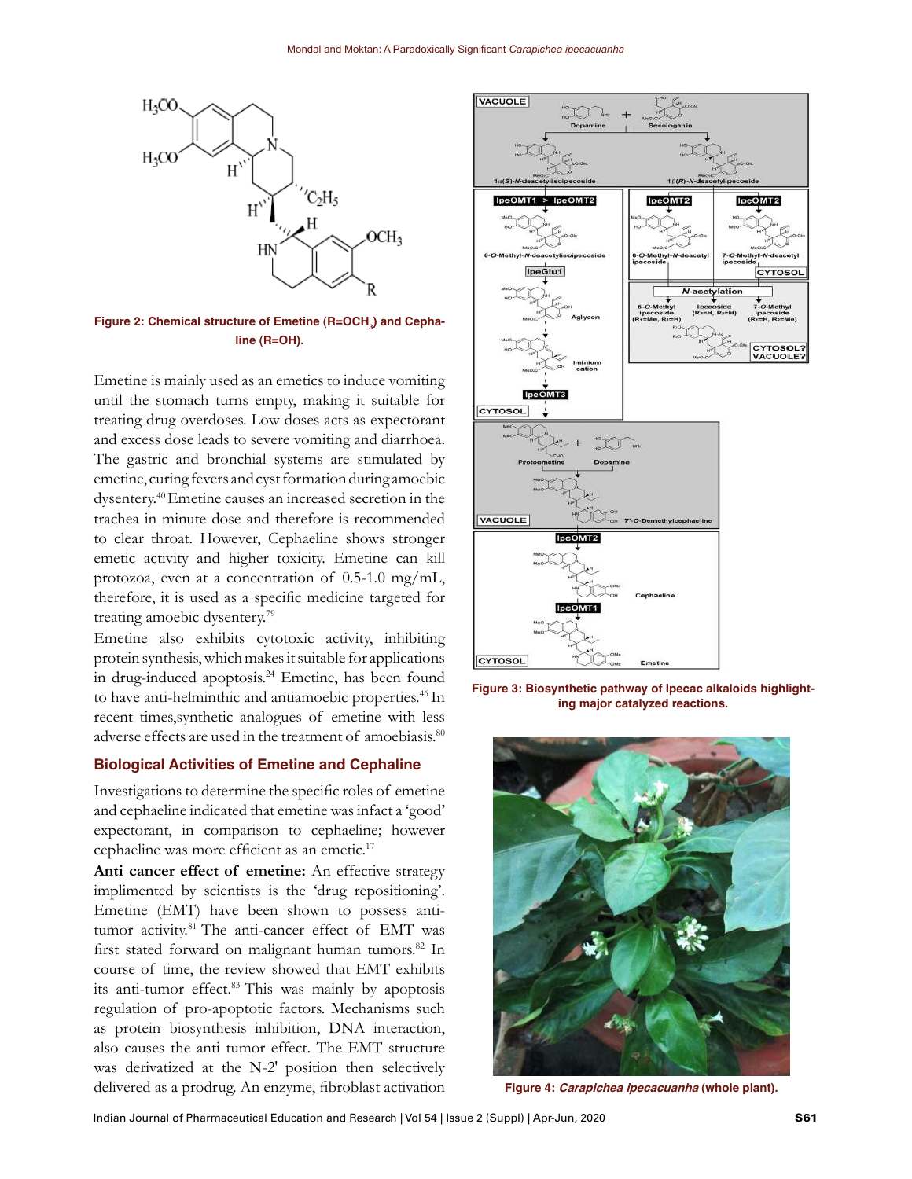Figure 2: Chemical structure of Emetine (R=$OCH_3$) and Cephaeline (R=OH).

Emetine is mainly used as an emetics to induce vomiting until the stomach turns empty, making it suitable for treating drug overdoses. Low doses acts as expectorant and excess dose leads to severe vomiting and diarrhoea. The gastric and bronchial systems are stimulated by emetine, curing fevers and cyst formation during amoebic dysentery.[40] Emetine causes an increased secretion in the trachea in minute dose and therefore is recommended to clear throat. However, Cephaeline shows stronger emetic activity and higher toxicity. Emetine can kill protozoa, even at a concentration of 0.5-1.0 mg/mL, therefore, it is used as a specific medicine targeted for treating amoebic dysentery.[79]

Emetine also exhibits cytotoxic activity, inhibiting protein synthesis, which makes it suitable for applications in drug-induced apoptosis.[24] Emetine, has been found to have anti-helminthic and antiamoebic properties.[46] In recent times,synthetic analogues of emetine with less adverse effects are used in the treatment of amoebiasis.[80]

## Biological Activities of Emetine and Cephaline

Investigations to determine the specific roles of emetine and cephaeline indicated that emetine was infact a 'good' expectorant, in comparison to cephaeline; however cephaeline was more efficient as an emetic.[17]

**Anti cancer effect of emetine:** An effective strategy implimented by scientists is the 'drug repositioning'. Emetine (EMT) have been shown to possess anti-tumor activity.[81] The anti-cancer effect of EMT was first stated forward on malignant human tumors.[82] In course of time, the review showed that EMT exhibits its anti-tumor effect.[83] This was mainly by apoptosis regulation of pro-apoptotic factors. Mechanisms such as protein biosynthesis inhibition, DNA interaction, also causes the anti tumor effect. The EMT structure was derivatized at the N-2' position then selectively delivered as a prodrug. An enzyme, fibroblast activation

Figure 3: Biosynthetic pathway of Ipecac alkaloids highlighting major catalyzed reactions.

Figure 4: *Carapichea ipecacuanha* (whole plant).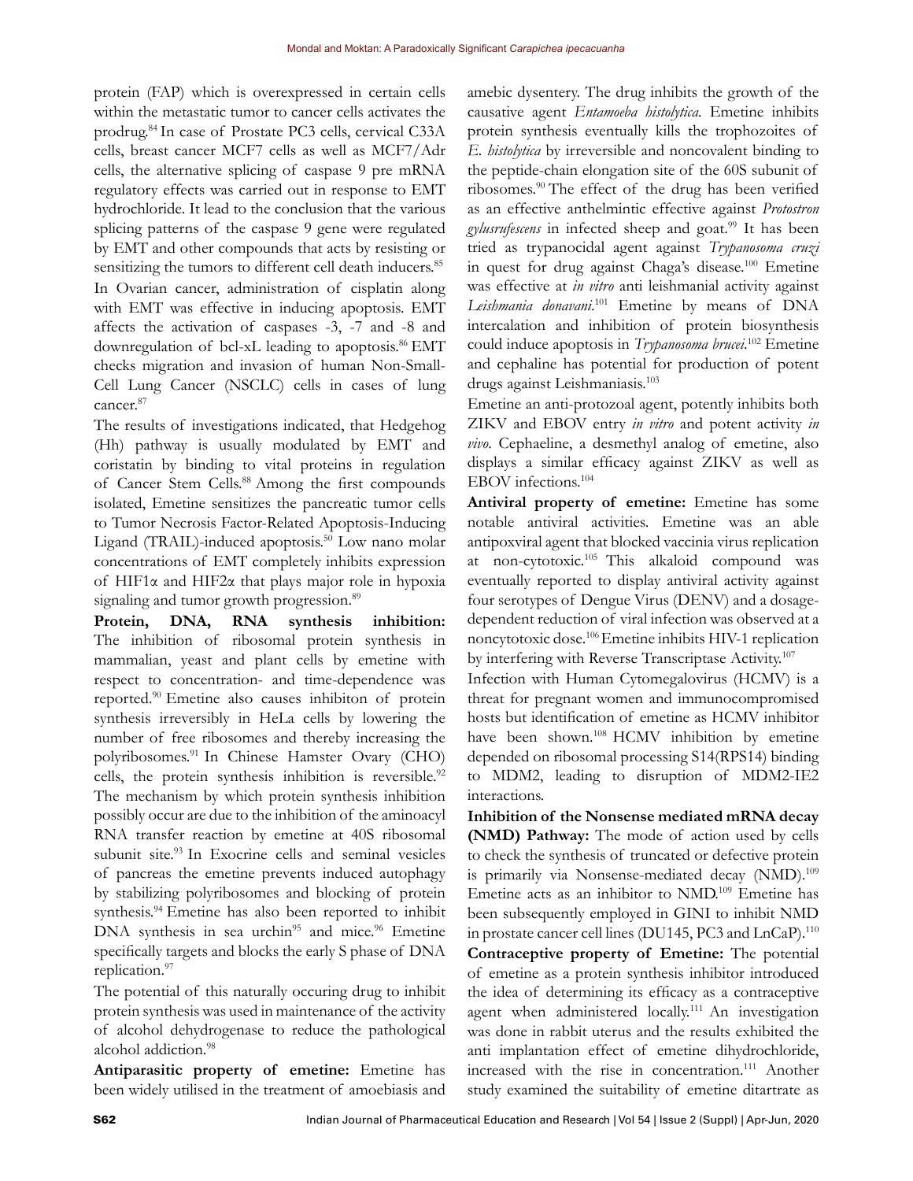protein (FAP) which is overexpressed in certain cells within the metastatic tumor to cancer cells activates the prodrug.[84] In case of Prostate PC3 cells, cervical C33A cells, breast cancer MCF7 cells as well as MCF7/Adr cells, the alternative splicing of caspase 9 pre mRNA regulatory effects was carried out in response to EMT hydrochloride. It lead to the conclusion that the various splicing patterns of the caspase 9 gene were regulated by EMT and other compounds that acts by resisting or sensitizing the tumors to different cell death inducers.[85]

In Ovarian cancer, administration of cisplatin along with EMT was effective in inducing apoptosis. EMT affects the activation of caspases -3, -7 and -8 and downregulation of bcl-xL leading to apoptosis.[86] EMT checks migration and invasion of human Non-Small-Cell Lung Cancer (NSCLC) cells in cases of lung cancer.[87]

The results of investigations indicated, that Hedgehog (Hh) pathway is usually modulated by EMT and coristatin by binding to vital proteins in regulation of Cancer Stem Cells.[88] Among the first compounds isolated, Emetine sensitizes the pancreatic tumor cells to Tumor Necrosis Factor-Related Apoptosis-Inducing Ligand (TRAIL)-induced apoptosis.[50] Low nano molar concentrations of EMT completely inhibits expression of HIF1α and HIF2α that plays major role in hypoxia signaling and tumor growth progression.[89]

**Protein, DNA, RNA synthesis inhibition:** The inhibition of ribosomal protein synthesis in mammalian, yeast and plant cells by emetine with respect to concentration- and time-dependence was reported.[90] Emetine also causes inhibiton of protein synthesis irreversibly in HeLa cells by lowering the number of free ribosomes and thereby increasing the polyribosomes.[91] In Chinese Hamster Ovary (CHO) cells, the protein synthesis inhibition is reversible.[92] The mechanism by which protein synthesis inhibition possibly occur are due to the inhibition of the aminoacyl RNA transfer reaction by emetine at 40S ribosomal subunit site.[93] In Exocrine cells and seminal vesicles of pancreas the emetine prevents induced autophagy by stabilizing polyribosomes and blocking of protein synthesis.[94] Emetine has also been reported to inhibit DNA synthesis in sea urchin[95] and mice.[96] Emetine specifically targets and blocks the early S phase of DNA replication.[97]

The potential of this naturally occuring drug to inhibit protein synthesis was used in maintenance of the activity of alcohol dehydrogenase to reduce the pathological alcohol addiction.[98]

**Antiparasitic property of emetine:** Emetine has been widely utilised in the treatment of amoebiasis and amebic dysentery. The drug inhibits the growth of the causative agent *Entamoeba histolytica.* Emetine inhibits protein synthesis eventually kills the trophozoites of *E. histolytica* by irreversible and noncovalent binding to the peptide-chain elongation site of the 60S subunit of ribosomes.[90] The effect of the drug has been verified as an effective anthelmintic effective against *Protostron gylusrufescens* in infected sheep and goat.[99] It has been tried as trypanocidal agent against *Trypanosoma cruzi* in quest for drug against Chaga's disease.[100] Emetine was effective at *in vitro* anti leishmanial activity against *Leishmania donavani*.[101] Emetine by means of DNA intercalation and inhibition of protein biosynthesis could induce apoptosis in *Trypanosoma brucei*.[102] Emetine and cephaline has potential for production of potent drugs against Leishmaniasis.[103]

Emetine an anti-protozoal agent, potently inhibits both ZIKV and EBOV entry *in vitro* and potent activity *in vivo*. Cephaeline, a desmethyl analog of emetine, also displays a similar efficacy against ZIKV as well as EBOV infections.[104]

**Antiviral property of emetine:** Emetine has some notable antiviral activities. Emetine was an able antipoxviral agent that blocked vaccinia virus replication at non-cytotoxic.[105] This alkaloid compound was eventually reported to display antiviral activity against four serotypes of Dengue Virus (DENV) and a dosage-dependent reduction of viral infection was observed at a noncytotoxic dose.[106] Emetine inhibits HIV-1 replication by interfering with Reverse Transcriptase Activity.[107]

Infection with Human Cytomegalovirus (HCMV) is a threat for pregnant women and immunocompromised hosts but identification of emetine as HCMV inhibitor have been shown.[108] HCMV inhibition by emetine depended on ribosomal processing S14(RPS14) binding to MDM2, leading to disruption of MDM2-IE2 interactions.

**Inhibition of the Nonsense mediated mRNA decay (NMD) Pathway:** The mode of action used by cells to check the synthesis of truncated or defective protein is primarily via Nonsense-mediated decay (NMD).[109] Emetine acts as an inhibitor to NMD.[109] Emetine has been subsequently employed in GINI to inhibit NMD in prostate cancer cell lines (DU145, PC3 and LnCaP).[110]

**Contraceptive property of Emetine:** The potential of emetine as a protein synthesis inhibitor introduced the idea of determining its efficacy as a contraceptive agent when administered locally.[111] An investigation was done in rabbit uterus and the results exhibited the anti implantation effect of emetine dihydrochloride, increased with the rise in concentration.[111] Another study examined the suitability of emetine ditartrate as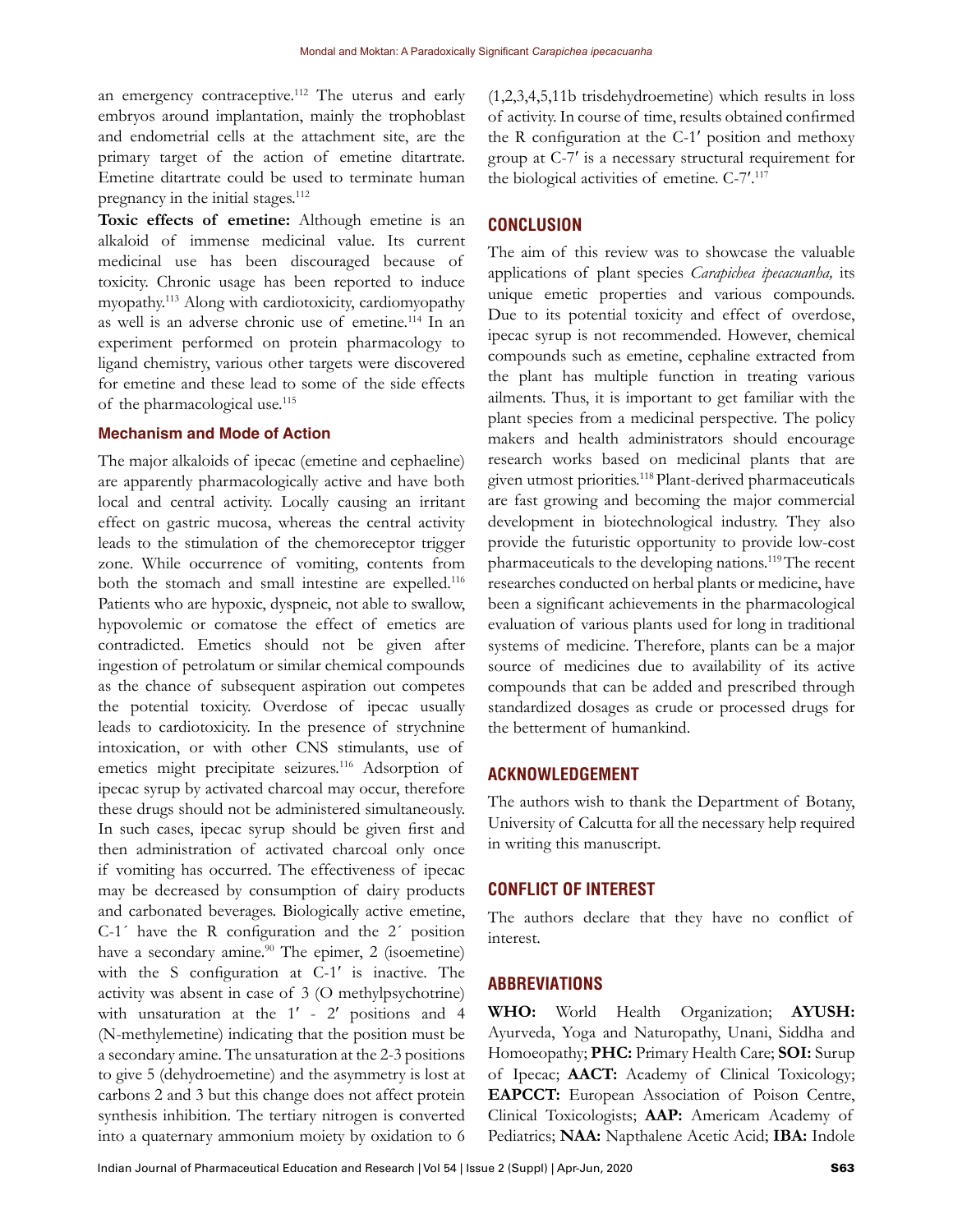an emergency contraceptive.[112] The uterus and early embryos around implantation, mainly the trophoblast and endometrial cells at the attachment site, are the primary target of the action of emetine ditartrate. Emetine ditartrate could be used to terminate human pregnancy in the initial stages.[112]

**Toxic effects of emetine:** Although emetine is an alkaloid of immense medicinal value. Its current medicinal use has been discouraged because of toxicity. Chronic usage has been reported to induce myopathy.[113] Along with cardiotoxicity, cardiomyopathy as well is an adverse chronic use of emetine.[114] In an experiment performed on protein pharmacology to ligand chemistry, various other targets were discovered for emetine and these lead to some of the side effects of the pharmacological use.[115]

### Mechanism and Mode of Action

The major alkaloids of ipecac (emetine and cephaeline) are apparently pharmacologically active and have both local and central activity. Locally causing an irritant effect on gastric mucosa, whereas the central activity leads to the stimulation of the chemoreceptor trigger zone. While occurrence of vomiting, contents from both the stomach and small intestine are expelled.[116] Patients who are hypoxic, dyspneic, not able to swallow, hypovolemic or comatose the effect of emetics are contradicted. Emetics should not be given after ingestion of petrolatum or similar chemical compounds as the chance of subsequent aspiration out competes the potential toxicity. Overdose of ipecac usually leads to cardiotoxicity. In the presence of strychnine intoxication, or with other CNS stimulants, use of emetics might precipitate seizures.[116] Adsorption of ipecac syrup by activated charcoal may occur, therefore these drugs should not be administered simultaneously. In such cases, ipecac syrup should be given first and then administration of activated charcoal only once if vomiting has occurred. The effectiveness of ipecac may be decreased by consumption of dairy products and carbonated beverages. Biologically active emetine, C-1´ have the R configuration and the 2´ position have a secondary amine.[90] The epimer, 2 (isoemetine) with the S configuration at C-1′ is inactive. The activity was absent in case of 3 (O methylpsychotrine) with unsaturation at the 1′ - 2′ positions and 4 (N-methylemetine) indicating that the position must be a secondary amine. The unsaturation at the 2-3 positions to give 5 (dehydroemetine) and the asymmetry is lost at carbons 2 and 3 but this change does not affect protein synthesis inhibition. The tertiary nitrogen is converted into a quaternary ammonium moiety by oxidation to 6 (1,2,3,4,5,11b trisdehydroemetine) which results in loss of activity. In course of time, results obtained confirmed the R configuration at the C-1′ position and methoxy group at C-7′ is a necessary structural requirement for the biological activities of emetine. C-7′.[117]

## CONCLUSION

The aim of this review was to showcase the valuable applications of plant species *Carapichea ipecacuanha,* its unique emetic properties and various compounds. Due to its potential toxicity and effect of overdose, ipecac syrup is not recommended. However, chemical compounds such as emetine, cephaline extracted from the plant has multiple function in treating various ailments. Thus, it is important to get familiar with the plant species from a medicinal perspective. The policy makers and health administrators should encourage research works based on medicinal plants that are given utmost priorities.[118] Plant-derived pharmaceuticals are fast growing and becoming the major commercial development in biotechnological industry. They also provide the futuristic opportunity to provide low-cost pharmaceuticals to the developing nations.[119] The recent researches conducted on herbal plants or medicine, have been a significant achievements in the pharmacological evaluation of various plants used for long in traditional systems of medicine. Therefore, plants can be a major source of medicines due to availability of its active compounds that can be added and prescribed through standardized dosages as crude or processed drugs for the betterment of humankind.

## ACKNOWLEDGEMENT

The authors wish to thank the Department of Botany, University of Calcutta for all the necessary help required in writing this manuscript.

## CONFLICT OF INTEREST

The authors declare that they have no conflict of interest.

## ABBREVIATIONS

**WHO:** World Health Organization; **AYUSH:** Ayurveda, Yoga and Naturopathy, Unani, Siddha and Homoeopathy; **PHC:** Primary Health Care; **SOI:** Surup of Ipecac; **AACT:** Academy of Clinical Toxicology; **EAPCCT:** European Association of Poison Centre, Clinical Toxicologists; **AAP:** Americam Academy of Pediatrics; **NAA:** Napthalene Acetic Acid; **IBA:** Indole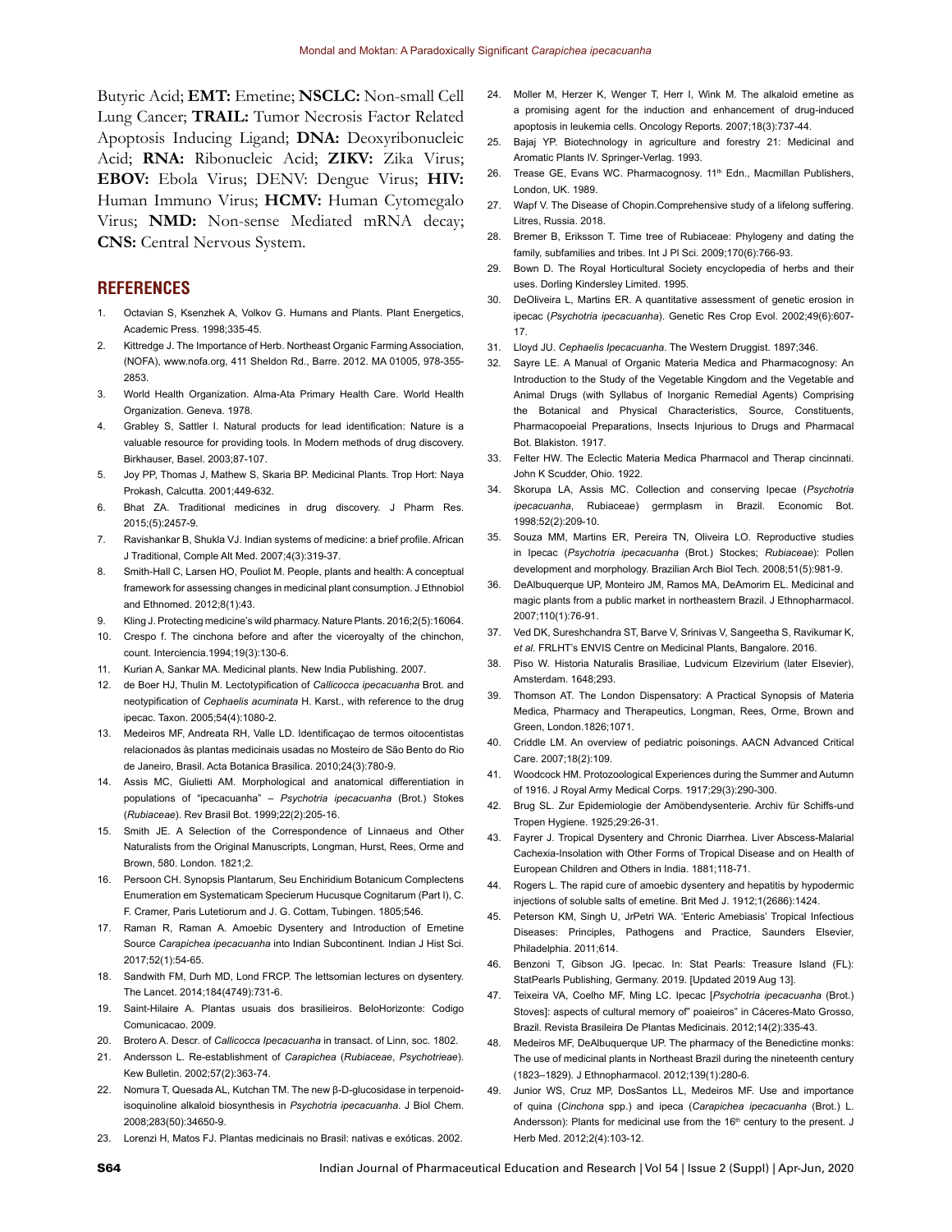Butyric Acid; **EMT:** Emetine; **NSCLC:** Non-small Cell Lung Cancer; **TRAIL:** Tumor Necrosis Factor Related Apoptosis Inducing Ligand; **DNA:** Deoxyribonucleic Acid; **RNA:** Ribonucleic Acid; **ZIKV:** Zika Virus; **EBOV:** Ebola Virus; DENV: Dengue Virus; **HIV:** Human Immuno Virus; **HCMV:** Human Cytomegalo Virus; **NMD:** Non-sense Mediated mRNA decay; **CNS:** Central Nervous System.

## REFERENCES

1. Octavian S, Ksenzhek A, Volkov G. Humans and Plants. Plant Energetics, Academic Press. 1998;335-45.
2. Kittredge J. The Importance of Herb. Northeast Organic Farming Association, (NOFA), www.nofa.org, 411 Sheldon Rd., Barre. 2012. MA 01005, 978-355-2853.
3. World Health Organization. Alma-Ata Primary Health Care. World Health Organization. Geneva. 1978.
4. Grabley S, Sattler I. Natural products for lead identification: Nature is a valuable resource for providing tools. In Modern methods of drug discovery. Birkhauser, Basel. 2003;87-107.
5. Joy PP, Thomas J, Mathew S, Skaria BP. Medicinal Plants. Trop Hort: Naya Prokash, Calcutta. 2001;449-632.
6. Bhat ZA. Traditional medicines in drug discovery. J Pharm Res. 2015;(5):2457-9.
7. Ravishankar B, Shukla VJ. Indian systems of medicine: a brief profile. African J Traditional, Comple Alt Med. 2007;4(3):319-37.
8. Smith-Hall C, Larsen HO, Pouliot M. People, plants and health: A conceptual framework for assessing changes in medicinal plant consumption. J Ethnobiol and Ethnomed. 2012;8(1):43.
9. Kling J. Protecting medicine's wild pharmacy. Nature Plants. 2016;2(5):16064.
10. Crespo f. The cinchona before and after the viceroyalty of the chinchon, count. Interciencia.1994;19(3):130-6.
11. Kurian A, Sankar MA. Medicinal plants. New India Publishing. 2007.
12. de Boer HJ, Thulin M. Lectotypification of *Callicocca ipecacuanha* Brot. and neotypification of *Cephaelis acuminata* H. Karst., with reference to the drug ipecac. Taxon. 2005;54(4):1080-2.
13. Medeiros MF, Andreata RH, Valle LD. Identificaçao de termos oitocentistas relacionados às plantas medicinais usadas no Mosteiro de São Bento do Rio de Janeiro, Brasil. Acta Botanica Brasilica. 2010;24(3):780-9.
14. Assis MC, Giulietti AM. Morphological and anatomical differentiation in populations of "ipecacuanha" – *Psychotria ipecacuanha* (Brot.) Stokes (*Rubiaceae*). Rev Brasil Bot. 1999;22(2):205-16.
15. Smith JE. A Selection of the Correspondence of Linnaeus and Other Naturalists from the Original Manuscripts, Longman, Hurst, Rees, Orme and Brown, 580. London. 1821;2.
16. Persoon CH. Synopsis Plantarum, Seu Enchiridium Botanicum Complectens Enumeration em Systematicam Specierum Hucusque Cognitarum (Part I), C. F. Cramer, Paris Lutetiorum and J. G. Cottam, Tubingen. 1805;546.
17. Raman R, Raman A. Amoebic Dysentery and Introduction of Emetine Source *Carapichea ipecacuanha* into Indian Subcontinent. Indian J Hist Sci. 2017;52(1):54-65.
18. Sandwith FM, Durh MD, Lond FRCP. The lettsomian lectures on dysentery. The Lancet. 2014;184(4749):731-6.
19. Saint-Hilaire A. Plantas usuais dos brasilieiros. BeloHorizonte: Codigo Comunicacao. 2009.
20. Brotero A. Descr. of *Callicocca Ipecacuanha* in transact. of Linn, soc. 1802.
21. Andersson L. Re-establishment of *Carapichea* (*Rubiaceae*, *Psychotrieae*). Kew Bulletin. 2002;57(2):363-74.
22. Nomura T, Quesada AL, Kutchan TM. The new β-D-glucosidase in terpenoid-isoquinoline alkaloid biosynthesis in *Psychotria ipecacuanha*. J Biol Chem. 2008;283(50):34650-9.
23. Lorenzi H, Matos FJ. Plantas medicinais no Brasil: nativas e exóticas. 2002.
24. Moller M, Herzer K, Wenger T, Herr I, Wink M. The alkaloid emetine as a promising agent for the induction and enhancement of drug-induced apoptosis in leukemia cells. Oncology Reports. 2007;18(3):737-44.
25. Bajaj YP. Biotechnology in agriculture and forestry 21: Medicinal and Aromatic Plants IV. Springer-Verlag. 1993.
26. Trease GE, Evans WC. Pharmacognosy. 11th Edn., Macmillan Publishers, London, UK. 1989.
27. Wapf V. The Disease of Chopin.Comprehensive study of a lifelong suffering. Litres, Russia. 2018.
28. Bremer B, Eriksson T. Time tree of Rubiaceae: Phylogeny and dating the family, subfamilies and tribes. Int J Pl Sci. 2009;170(6):766-93.
29. Bown D. The Royal Horticultural Society encyclopedia of herbs and their uses. Dorling Kindersley Limited. 1995.
30. DeOliveira L, Martins ER. A quantitative assessment of genetic erosion in ipecac (*Psychotria ipecacuanha*). Genetic Res Crop Evol. 2002;49(6):607-17.
31. Lloyd JU. *Cephaelis Ipecacuanha*. The Western Druggist. 1897;346.
32. Sayre LE. A Manual of Organic Materia Medica and Pharmacognosy: An Introduction to the Study of the Vegetable Kingdom and the Vegetable and Animal Drugs (with Syllabus of Inorganic Remedial Agents) Comprising the Botanical and Physical Characteristics, Source, Constituents, Pharmacopoeial Preparations, Insects Injurious to Drugs and Pharmacal Bot. Blakiston. 1917.
33. Felter HW. The Eclectic Materia Medica Pharmacol and Therap cincinnati. John K Scudder, Ohio. 1922.
34. Skorupa LA, Assis MC. Collection and conserving Ipecae (*Psychotria ipecacuanha*, Rubiaceae) germplasm in Brazil. Economic Bot. 1998;52(2):209-10.
35. Souza MM, Martins ER, Pereira TN, Oliveira LO. Reproductive studies in Ipecac (*Psychotria ipecacuanha* (Brot.) Stockes; *Rubiaceae*): Pollen development and morphology. Brazilian Arch Biol Tech. 2008;51(5):981-9.
36. DeAlbuquerque UP, Monteiro JM, Ramos MA, DeAmorim EL. Medicinal and magic plants from a public market in northeastern Brazil. J Ethnopharmacol. 2007;110(1):76-91.
37. Ved DK, Sureshchandra ST, Barve V, Srinivas V, Sangeetha S, Ravikumar K, *et al*. FRLHT's ENVIS Centre on Medicinal Plants, Bangalore. 2016.
38. Piso W. Historia Naturalis Brasiliae, Ludvicum Elzevirium (later Elsevier), Amsterdam. 1648;293.
39. Thomson AT. The London Dispensatory: A Practical Synopsis of Materia Medica, Pharmacy and Therapeutics, Longman, Rees, Orme, Brown and Green, London.1826;1071.
40. Criddle LM. An overview of pediatric poisonings. AACN Advanced Critical Care. 2007;18(2):109.
41. Woodcock HM. Protozoological Experiences during the Summer and Autumn of 1916. J Royal Army Medical Corps. 1917;29(3):290-300.
42. Brug SL. Zur Epidemiologie der Amöbendysenterie. Archiv für Schiffs-und Tropen Hygiene. 1925;29:26-31.
43. Fayrer J. Tropical Dysentery and Chronic Diarrhea. Liver Abscess-Malarial Cachexia-Insolation with Other Forms of Tropical Disease and on Health of European Children and Others in India. 1881;118-71.
44. Rogers L. The rapid cure of amoebic dysentery and hepatitis by hypodermic injections of soluble salts of emetine. Brit Med J. 1912;1(2686):1424.
45. Peterson KM, Singh U, JrPetri WA. 'Enteric Amebiasis' Tropical Infectious Diseases: Principles, Pathogens and Practice, Saunders Elsevier, Philadelphia. 2011;614.
46. Benzoni T, Gibson JG. Ipecac. In: Stat Pearls: Treasure Island (FL): StatPearls Publishing, Germany. 2019. [Updated 2019 Aug 13].
47. Teixeira VA, Coelho MF, Ming LC. Ipecac [*Psychotria ipecacuanha* (Brot.) Stoves]: aspects of cultural memory of" poaieiros" in Cáceres-Mato Grosso, Brazil. Revista Brasileira De Plantas Medicinais. 2012;14(2):335-43.
48. Medeiros MF, DeAlbuquerque UP. The pharmacy of the Benedictine monks: The use of medicinal plants in Northeast Brazil during the nineteenth century (1823–1829). J Ethnopharmacol. 2012;139(1):280-6.
49. Junior WS, Cruz MP, DosSantos LL, Medeiros MF. Use and importance of quina (*Cinchona* spp.) and ipeca (*Carapichea ipecacuanha* (Brot.) L. Andersson): Plants for medicinal use from the 16th century to the present. J Herb Med. 2012;2(4):103-12.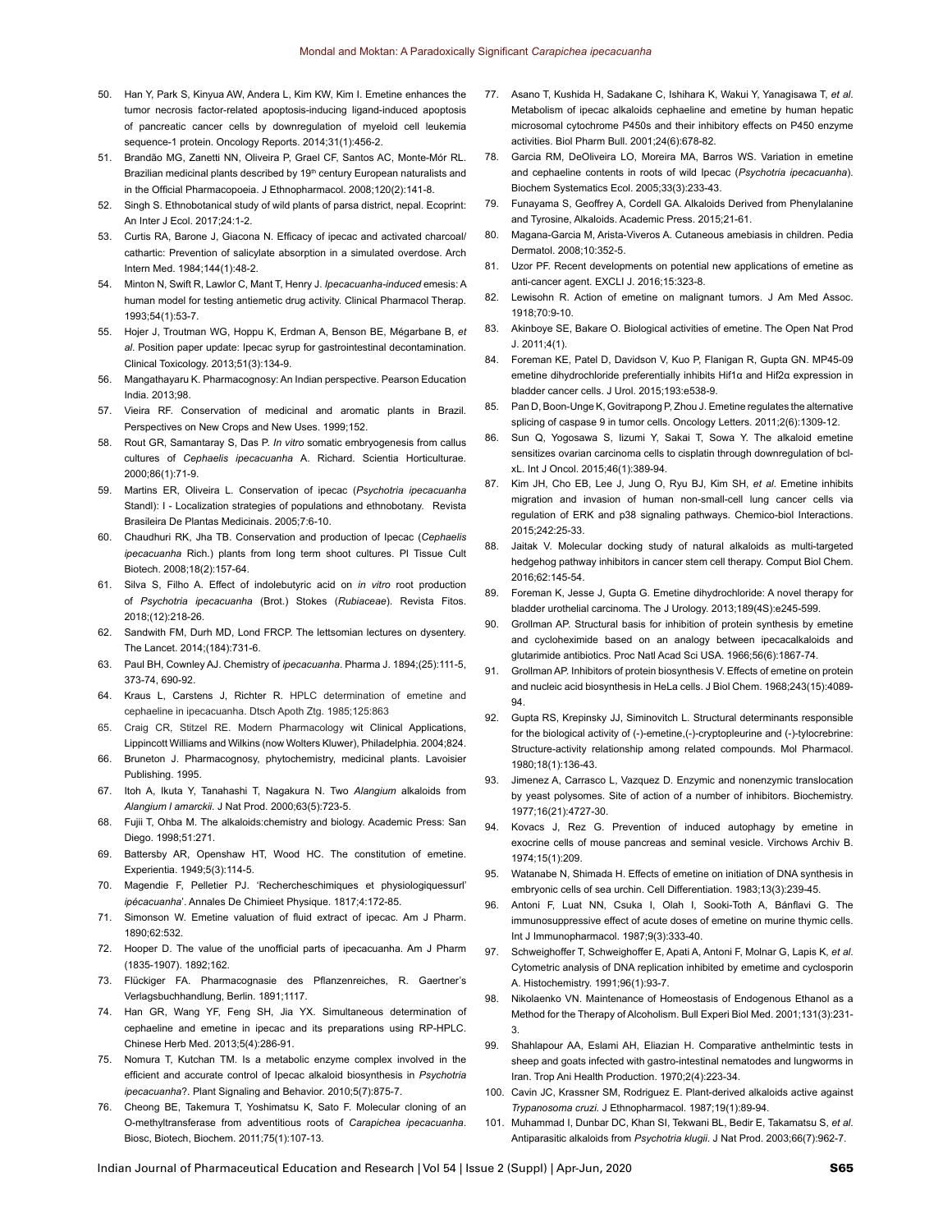50. Han Y, Park S, Kinyua AW, Andera L, Kim KW, Kim I. Emetine enhances the tumor necrosis factor-related apoptosis-inducing ligand-induced apoptosis of pancreatic cancer cells by downregulation of myeloid cell leukemia sequence-1 protein. Oncology Reports. 2014;31(1):456-2.
51. Brandão MG, Zanetti NN, Oliveira P, Grael CF, Santos AC, Monte-Mór RL. Brazilian medicinal plants described by 19th century European naturalists and in the Official Pharmacopoeia. J Ethnopharmacol. 2008;120(2):141-8.
52. Singh S. Ethnobotanical study of wild plants of parsa district, nepal. Ecoprint: An Inter J Ecol. 2017;24:1-2.
53. Curtis RA, Barone J, Giacona N. Efficacy of ipecac and activated charcoal/cathartic: Prevention of salicylate absorption in a simulated overdose. Arch Intern Med. 1984;144(1):48-2.
54. Minton N, Swift R, Lawlor C, Mant T, Henry J. *Ipecacuanha-induced* emesis: A human model for testing antiemetic drug activity. Clinical Pharmacol Therap. 1993;54(1):53-7.
55. Hojer J, Troutman WG, Hoppu K, Erdman A, Benson BE, Mégarbane B, *et al*. Position paper update: Ipecac syrup for gastrointestinal decontamination. Clinical Toxicology. 2013;51(3):134-9.
56. Mangathayaru K. Pharmacognosy: An Indian perspective. Pearson Education India. 2013;98.
57. Vieira RF. Conservation of medicinal and aromatic plants in Brazil. Perspectives on New Crops and New Uses. 1999;152.
58. Rout GR, Samantaray S, Das P. *In vitro* somatic embryogenesis from callus cultures of *Cephaelis ipecacuanha* A. Richard. Scientia Horticulturae. 2000;86(1):71-9.
59. Martins ER, Oliveira L. Conservation of ipecac (*Psychotria ipecacuanha* Standl): I - Localization strategies of populations and ethnobotany. Revista Brasileira De Plantas Medicinais. 2005;7:6-10.
60. Chaudhuri RK, Jha TB. Conservation and production of Ipecac (*Cephaelis ipecacuanha* Rich.) plants from long term shoot cultures. Pl Tissue Cult Biotech. 2008;18(2):157-64.
61. Silva S, Filho A. Effect of indolebutyric acid on *in vitro* root production of *Psychotria ipecacuanha* (Brot.) Stokes (*Rubiaceae*). Revista Fitos. 2018;(12):218-26.
62. Sandwith FM, Durh MD, Lond FRCP. The lettsomian lectures on dysentery. The Lancet. 2014;(184):731-6.
63. Paul BH, Cownley AJ. Chemistry of *ipecacuanha*. Pharma J. 1894;(25):111-5, 373-74, 690-92.
64. Kraus L, Carstens J, Richter R. HPLC determination of emetine and cephaeline in ipecacuanha. Dtsch Apoth Ztg. 1985;125:863
65. Craig CR, Stitzel RE. Modern Pharmacology wit Clinical Applications, Lippincott Williams and Wilkins (now Wolters Kluwer), Philadelphia. 2004;824.
66. Bruneton J. Pharmacognosy, phytochemistry, medicinal plants. Lavoisier Publishing. 1995.
67. Itoh A, Ikuta Y, Tanahashi T, Nagakura N. Two *Alangium* alkaloids from *Alangium l amarckii*. J Nat Prod. 2000;63(5):723-5.
68. Fujii T, Ohba M. The alkaloids:chemistry and biology. Academic Press: San Diego. 1998;51:271.
69. Battersby AR, Openshaw HT, Wood HC. The constitution of emetine. Experientia. 1949;5(3):114-5.
70. Magendie F, Pelletier PJ. 'Rechercheschimiques et physiologiquessurl' *ipécacuanha*'. Annales De Chimieet Physique. 1817;4:172-85.
71. Simonson W. Emetine valuation of fluid extract of ipecac. Am J Pharm. 1890;62:532.
72. Hooper D. The value of the unofficial parts of ipecacuanha. Am J Pharm (1835-1907). 1892;162.
73. Flückiger FA. Pharmacognasie des Pflanzenreiches, R. Gaertner's Verlagsbuchhandlung, Berlin. 1891;1117.
74. Han GR, Wang YF, Feng SH, Jia YX. Simultaneous determination of cephaeline and emetine in ipecac and its preparations using RP-HPLC. Chinese Herb Med. 2013;5(4):286-91.
75. Nomura T, Kutchan TM. Is a metabolic enzyme complex involved in the efficient and accurate control of Ipecac alkaloid biosynthesis in *Psychotria ipecacuanha*?. Plant Signaling and Behavior. 2010;5(7):875-7.
76. Cheong BE, Takemura T, Yoshimatsu K, Sato F. Molecular cloning of an O-methyltransferase from adventitious roots of *Carapichea ipecacuanha*. Biosc, Biotech, Biochem. 2011;75(1):107-13.
77. Asano T, Kushida H, Sadakane C, Ishihara K, Wakui Y, Yanagisawa T, *et al*. Metabolism of ipecac alkaloids cephaeline and emetine by human hepatic microsomal cytochrome P450s and their inhibitory effects on P450 enzyme activities. Biol Pharm Bull. 2001;24(6):678-82.
78. Garcia RM, DeOliveira LO, Moreira MA, Barros WS. Variation in emetine and cephaeline contents in roots of wild Ipecac (*Psychotria ipecacuanha*). Biochem Systematics Ecol. 2005;33(3):233-43.
79. Funayama S, Geoffrey A, Cordell GA. Alkaloids Derived from Phenylalanine and Tyrosine, Alkaloids. Academic Press. 2015;21-61.
80. Magana-Garcia M, Arista-Viveros A. Cutaneous amebiasis in children. Pedia Dermatol. 2008;10:352-5.
81. Uzor PF. Recent developments on potential new applications of emetine as anti-cancer agent. EXCLI J. 2016;15:323-8.
82. Lewisohn R. Action of emetine on malignant tumors. J Am Med Assoc. 1918;70:9-10.
83. Akinboye SE, Bakare O. Biological activities of emetine. The Open Nat Prod J. 2011;4(1).
84. Foreman KE, Patel D, Davidson V, Kuo P, Flanigan R, Gupta GN. MP45-09 emetine dihydrochloride preferentially inhibits Hif1α and Hif2α expression in bladder cancer cells. J Urol. 2015;193:e538-9.
85. Pan D, Boon-Unge K, Govitrapong P, Zhou J. Emetine regulates the alternative splicing of caspase 9 in tumor cells. Oncology Letters. 2011;2(6):1309-12.
86. Sun Q, Yogosawa S, Iizumi Y, Sakai T, Sowa Y. The alkaloid emetine sensitizes ovarian carcinoma cells to cisplatin through downregulation of bcl-xL. Int J Oncol. 2015;46(1):389-94.
87. Kim JH, Cho EB, Lee J, Jung O, Ryu BJ, Kim SH, *et al*. Emetine inhibits migration and invasion of human non-small-cell lung cancer cells via regulation of ERK and p38 signaling pathways. Chemico-biol Interactions. 2015;242:25-33.
88. Jaitak V. Molecular docking study of natural alkaloids as multi-targeted hedgehog pathway inhibitors in cancer stem cell therapy. Comput Biol Chem. 2016;62:145-54.
89. Foreman K, Jesse J, Gupta G. Emetine dihydrochloride: A novel therapy for bladder urothelial carcinoma. The J Urology. 2013;189(4S):e245-599.
90. Grollman AP. Structural basis for inhibition of protein synthesis by emetine and cycloheximide based on an analogy between ipecacalkaloids and glutarimide antibiotics. Proc Natl Acad Sci USA. 1966;56(6):1867-74.
91. Grollman AP. Inhibitors of protein biosynthesis V. Effects of emetine on protein and nucleic acid biosynthesis in HeLa cells. J Biol Chem. 1968;243(15):4089-94.
92. Gupta RS, Krepinsky JJ, Siminovitch L. Structural determinants responsible for the biological activity of (-)-emetine,(-)-cryptopleurine and (-)-tylocrebrine: Structure-activity relationship among related compounds. Mol Pharmacol. 1980;18(1):136-43.
93. Jimenez A, Carrasco L, Vazquez D. Enzymic and nonenzymic translocation by yeast polysomes. Site of action of a number of inhibitors. Biochemistry. 1977;16(21):4727-30.
94. Kovacs J, Rez G. Prevention of induced autophagy by emetine in exocrine cells of mouse pancreas and seminal vesicle. Virchows Archiv B. 1974;15(1):209.
95. Watanabe N, Shimada H. Effects of emetine on initiation of DNA synthesis in embryonic cells of sea urchin. Cell Differentiation. 1983;13(3):239-45.
96. Antoni F, Luat NN, Csuka I, Olah I, Sooki-Toth A, Bánflavi G. The immunosuppressive effect of acute doses of emetine on murine thymic cells. Int J Immunopharmacol. 1987;9(3):333-40.
97. Schweighoffer T, Schweighoffer E, Apati A, Antoni F, Molnar G, Lapis K, *et al*. Cytometric analysis of DNA replication inhibited by emetime and cyclosporin A. Histochemistry. 1991;96(1):93-7.
98. Nikolaenko VN. Maintenance of Homeostasis of Endogenous Ethanol as a Method for the Therapy of Alcoholism. Bull Experi Biol Med. 2001;131(3):231-3.
99. Shahlapour AA, Eslami AH, Eliazian H. Comparative anthelmintic tests in sheep and goats infected with gastro-intestinal nematodes and lungworms in Iran. Trop Ani Health Production. 1970;2(4):223-34.
100. Cavin JC, Krassner SM, Rodriguez E. Plant-derived alkaloids active against *Trypanosoma cruzi*. J Ethnopharmacol. 1987;19(1):89-94.
101. Muhammad I, Dunbar DC, Khan SI, Tekwani BL, Bedir E, Takamatsu S, *et al*. Antiparasitic alkaloids from *Psychotria klugii*. J Nat Prod. 2003;66(7):962-7.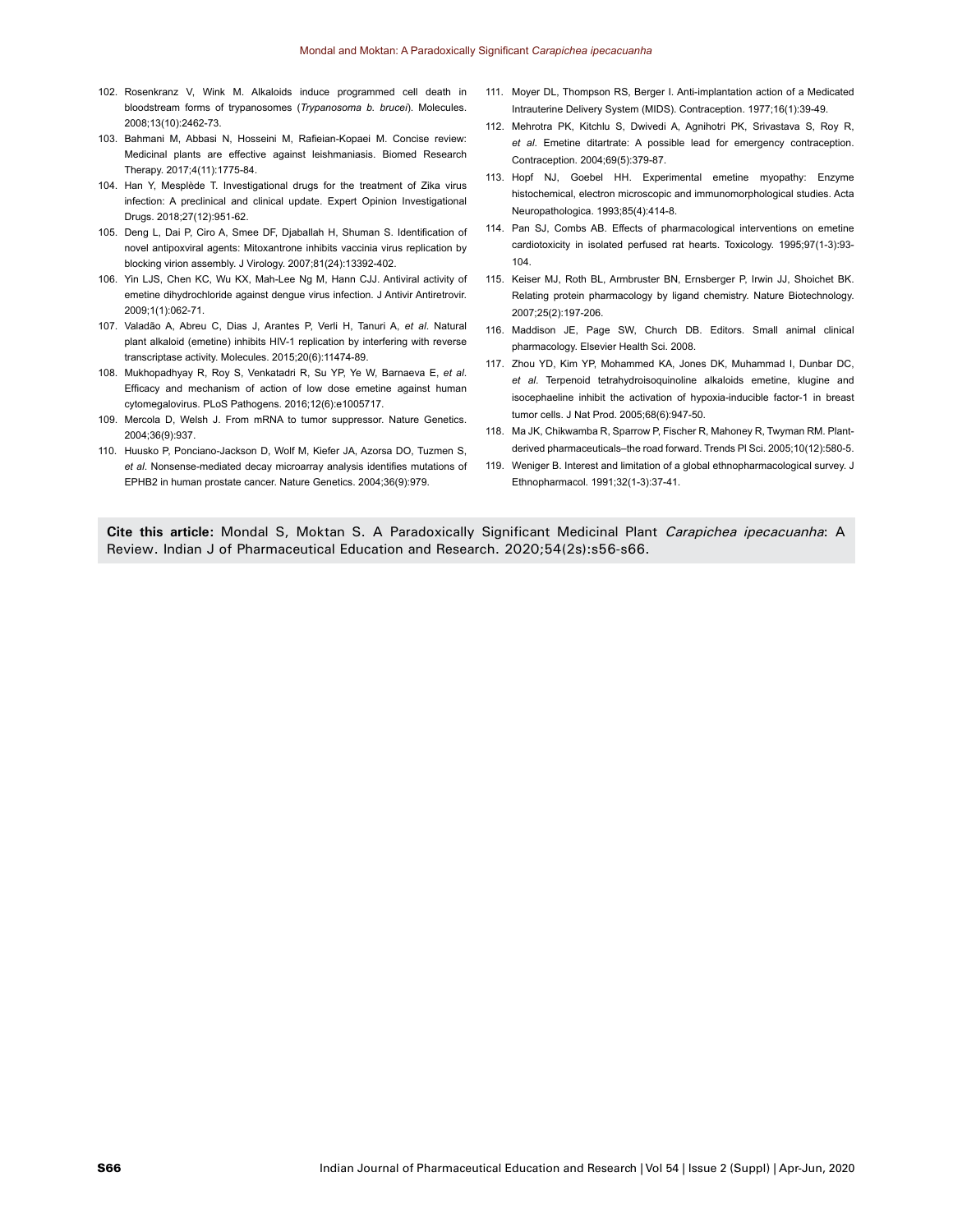102. Rosenkranz V, Wink M. Alkaloids induce programmed cell death in bloodstream forms of trypanosomes (*Trypanosoma b. brucei*). Molecules. 2008;13(10):2462-73.
103. Bahmani M, Abbasi N, Hosseini M, Rafieian-Kopaei M. Concise review: Medicinal plants are effective against leishmaniasis. Biomed Research Therapy. 2017;4(11):1775-84.
104. Han Y, Mesplède T. Investigational drugs for the treatment of Zika virus infection: A preclinical and clinical update. Expert Opinion Investigational Drugs. 2018;27(12):951-62.
105. Deng L, Dai P, Ciro A, Smee DF, Djaballah H, Shuman S. Identification of novel antipoxviral agents: Mitoxantrone inhibits vaccinia virus replication by blocking virion assembly. J Virology. 2007;81(24):13392-402.
106. Yin LJS, Chen KC, Wu KX, Mah-Lee Ng M, Hann CJJ. Antiviral activity of emetine dihydrochloride against dengue virus infection. J Antivir Antiretrovir. 2009;1(1):062-71.
107. Valadão A, Abreu C, Dias J, Arantes P, Verli H, Tanuri A, *et al*. Natural plant alkaloid (emetine) inhibits HIV-1 replication by interfering with reverse transcriptase activity. Molecules. 2015;20(6):11474-89.
108. Mukhopadhyay R, Roy S, Venkatadri R, Su YP, Ye W, Barnaeva E, *et al*. Efficacy and mechanism of action of low dose emetine against human cytomegalovirus. PLoS Pathogens. 2016;12(6):e1005717.
109. Mercola D, Welsh J. From mRNA to tumor suppressor. Nature Genetics. 2004;36(9):937.
110. Huusko P, Ponciano-Jackson D, Wolf M, Kiefer JA, Azorsa DO, Tuzmen S, *et al*. Nonsense-mediated decay microarray analysis identifies mutations of EPHB2 in human prostate cancer. Nature Genetics. 2004;36(9):979.
111. Moyer DL, Thompson RS, Berger I. Anti-implantation action of a Medicated Intrauterine Delivery System (MIDS). Contraception. 1977;16(1):39-49.
112. Mehrotra PK, Kitchlu S, Dwivedi A, Agnihotri PK, Srivastava S, Roy R, *et al*. Emetine ditartrate: A possible lead for emergency contraception. Contraception. 2004;69(5):379-87.
113. Hopf NJ, Goebel HH. Experimental emetine myopathy: Enzyme histochemical, electron microscopic and immunomorphological studies. Acta Neuropathologica. 1993;85(4):414-8.
114. Pan SJ, Combs AB. Effects of pharmacological interventions on emetine cardiotoxicity in isolated perfused rat hearts. Toxicology. 1995;97(1-3):93-104.
115. Keiser MJ, Roth BL, Armbruster BN, Ernsberger P, Irwin JJ, Shoichet BK. Relating protein pharmacology by ligand chemistry. Nature Biotechnology. 2007;25(2):197-206.
116. Maddison JE, Page SW, Church DB. Editors. Small animal clinical pharmacology. Elsevier Health Sci. 2008.
117. Zhou YD, Kim YP, Mohammed KA, Jones DK, Muhammad I, Dunbar DC, *et al*. Terpenoid tetrahydroisoquinoline alkaloids emetine, klugine and isocephaeline inhibit the activation of hypoxia-inducible factor-1 in breast tumor cells. J Nat Prod. 2005;68(6):947-50.
118. Ma JK, Chikwamba R, Sparrow P, Fischer R, Mahoney R, Twyman RM. Plant-derived pharmaceuticals–the road forward. Trends Pl Sci. 2005;10(12):580-5.
119. Weniger B. Interest and limitation of a global ethnopharmacological survey. J Ethnopharmacol. 1991;32(1-3):37-41.

**Cite this article:** Mondal S, Moktan S. A Paradoxically Significant Medicinal Plant *Carapichea ipecacuanha*: A Review. Indian J of Pharmaceutical Education and Research. 2020;54(2s):s56-s66.